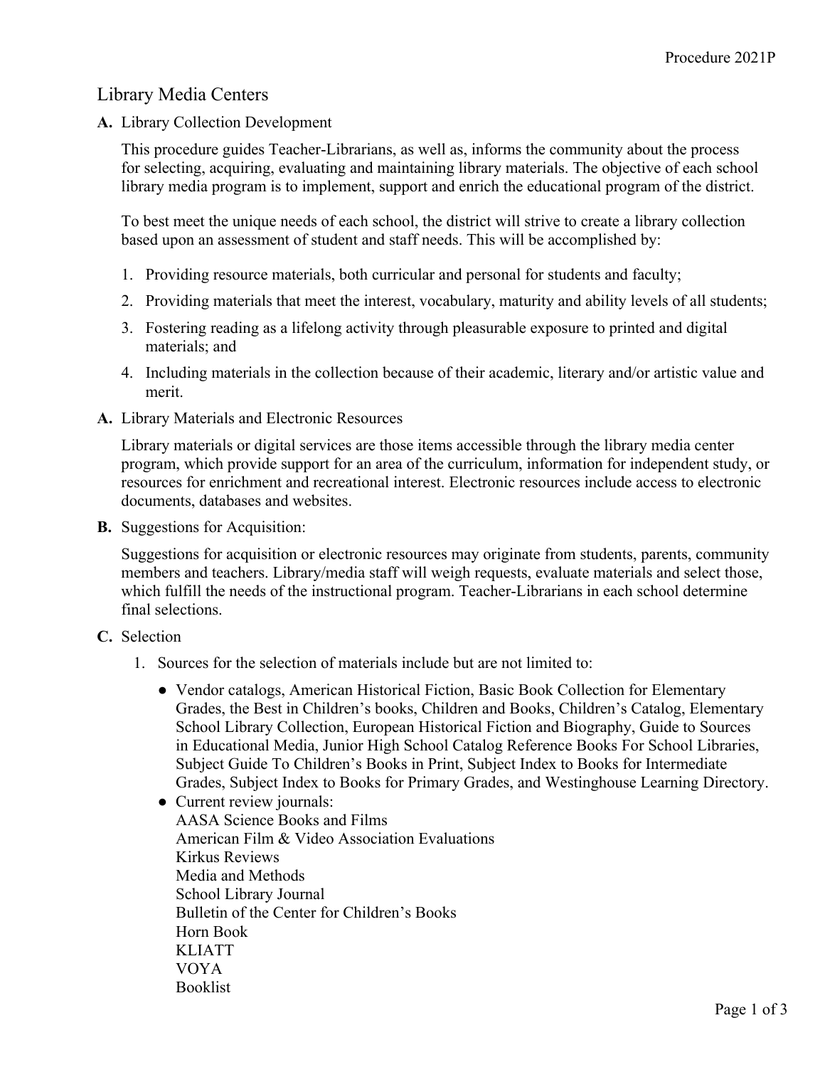# Library Media Centers

**A.** Library Collection Development

This procedure guides Teacher-Librarians, as well as, informs the community about the process for selecting, acquiring, evaluating and maintaining library materials. The objective of each school library media program is to implement, support and enrich the educational program of the district.

To best meet the unique needs of each school, the district will strive to create a library collection based upon an assessment of student and staff needs. This will be accomplished by:

1. Providing resource materials, both curricular and personal for students and faculty;
2. Providing materials that meet the interest, vocabulary, maturity and ability levels of all students;
3. Fostering reading as a lifelong activity through pleasurable exposure to printed and digital materials; and
4. Including materials in the collection because of their academic, literary and/or artistic value and merit.

**A.** Library Materials and Electronic Resources

Library materials or digital services are those items accessible through the library media center program, which provide support for an area of the curriculum, information for independent study, or resources for enrichment and recreational interest. Electronic resources include access to electronic documents, databases and websites.

**B.** Suggestions for Acquisition:

Suggestions for acquisition or electronic resources may originate from students, parents, community members and teachers. Library/media staff will weigh requests, evaluate materials and select those, which fulfill the needs of the instructional program. Teacher-Librarians in each school determine final selections.

**C.** Selection

1. Sources for the selection of materials include but are not limited to:
   - Vendor catalogs, American Historical Fiction, Basic Book Collection for Elementary Grades, the Best in Children's books, Children and Books, Children's Catalog, Elementary School Library Collection, European Historical Fiction and Biography, Guide to Sources in Educational Media, Junior High School Catalog Reference Books For School Libraries, Subject Guide To Children's Books in Print, Subject Index to Books for Intermediate Grades, Subject Index to Books for Primary Grades, and Westinghouse Learning Directory.
   - Current review journals:
     AASA Science Books and Films
     American Film & Video Association Evaluations
     Kirkus Reviews
     Media and Methods
     School Library Journal
     Bulletin of the Center for Children's Books
     Horn Book
     KLIATT
     VOYA
     Booklist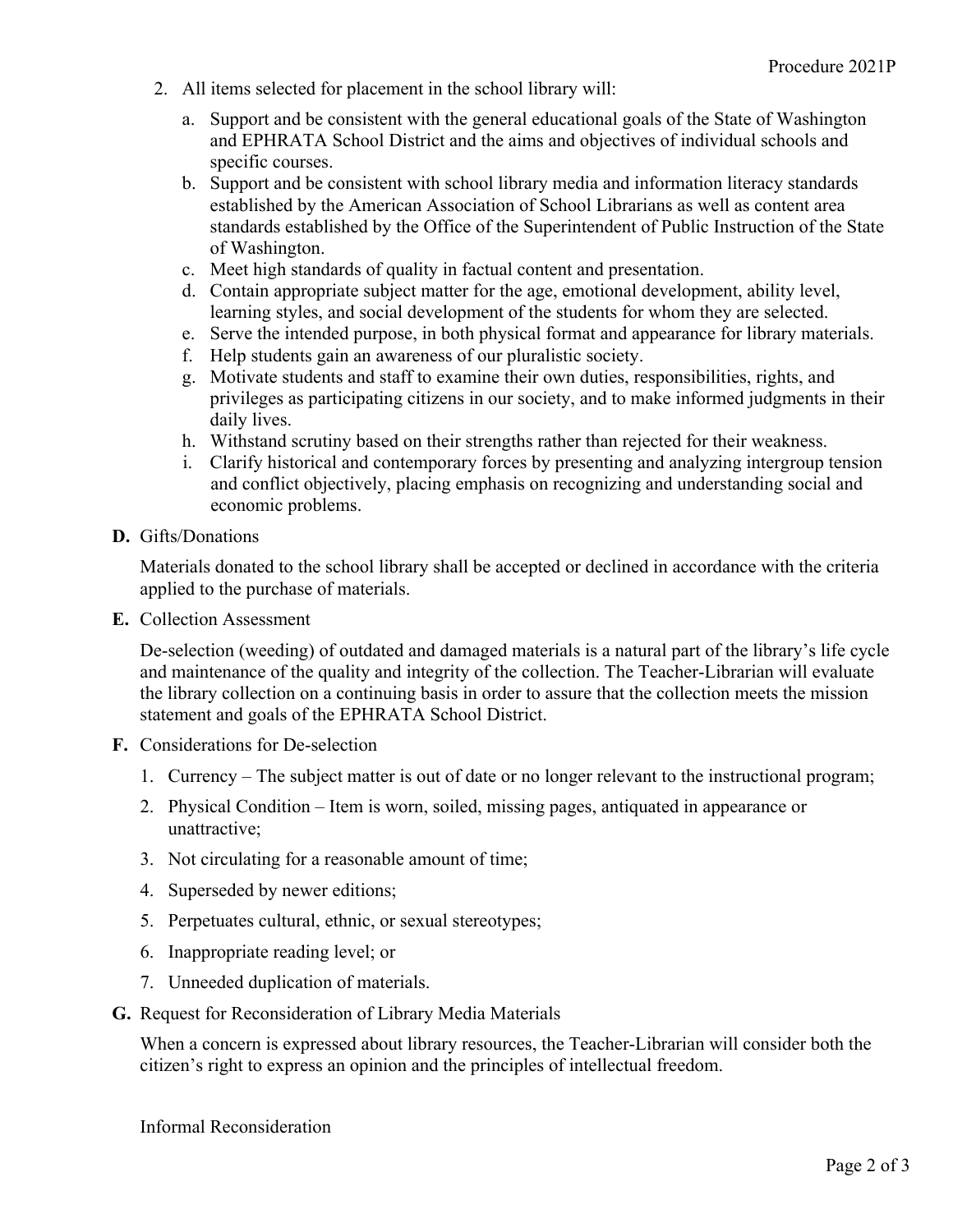2. All items selected for placement in the school library will:

    a. Support and be consistent with the general educational goals of the State of Washington and EPHRATA School District and the aims and objectives of individual schools and specific courses.
    b. Support and be consistent with school library media and information literacy standards established by the American Association of School Librarians as well as content area standards established by the Office of the Superintendent of Public Instruction of the State of Washington.
    c. Meet high standards of quality in factual content and presentation.
    d. Contain appropriate subject matter for the age, emotional development, ability level, learning styles, and social development of the students for whom they are selected.
    e. Serve the intended purpose, in both physical format and appearance for library materials.
    f. Help students gain an awareness of our pluralistic society.
    g. Motivate students and staff to examine their own duties, responsibilities, rights, and privileges as participating citizens in our society, and to make informed judgments in their daily lives.
    h. Withstand scrutiny based on their strengths rather than rejected for their weakness.
    i. Clarify historical and contemporary forces by presenting and analyzing intergroup tension and conflict objectively, placing emphasis on recognizing and understanding social and economic problems.

**D.** Gifts/Donations

Materials donated to the school library shall be accepted or declined in accordance with the criteria applied to the purchase of materials.

**E.** Collection Assessment

De-selection (weeding) of outdated and damaged materials is a natural part of the library's life cycle and maintenance of the quality and integrity of the collection. The Teacher-Librarian will evaluate the library collection on a continuing basis in order to assure that the collection meets the mission statement and goals of the EPHRATA School District.

**F.** Considerations for De-selection

1. Currency – The subject matter is out of date or no longer relevant to the instructional program;
2. Physical Condition – Item is worn, soiled, missing pages, antiquated in appearance or unattractive;
3. Not circulating for a reasonable amount of time;
4. Superseded by newer editions;
5. Perpetuates cultural, ethnic, or sexual stereotypes;
6. Inappropriate reading level; or
7. Unneeded duplication of materials.

**G.** Request for Reconsideration of Library Media Materials

When a concern is expressed about library resources, the Teacher-Librarian will consider both the citizen's right to express an opinion and the principles of intellectual freedom.

Informal Reconsideration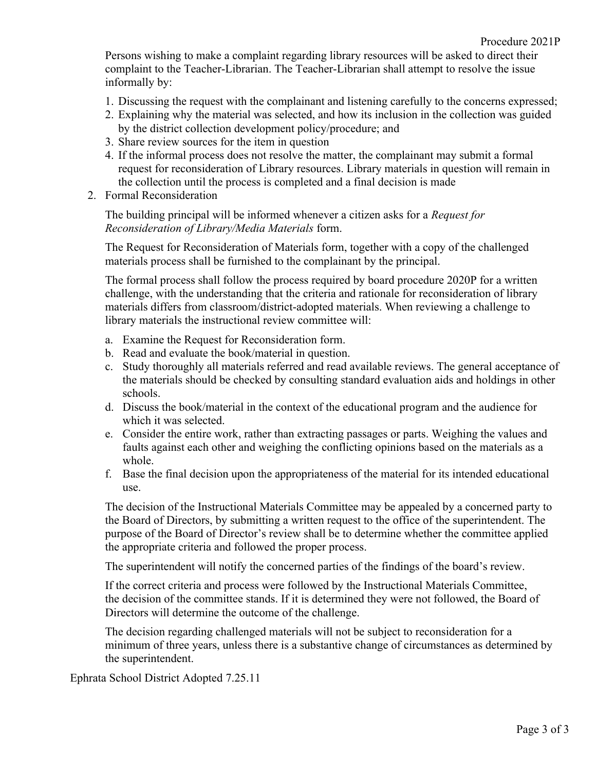Persons wishing to make a complaint regarding library resources will be asked to direct their complaint to the Teacher-Librarian. The Teacher-Librarian shall attempt to resolve the issue informally by:

1. Discussing the request with the complainant and listening carefully to the concerns expressed;
2. Explaining why the material was selected, and how its inclusion in the collection was guided by the district collection development policy/procedure; and
3. Share review sources for the item in question
4. If the informal process does not resolve the matter, the complainant may submit a formal request for reconsideration of Library resources. Library materials in question will remain in the collection until the process is completed and a final decision is made

2. Formal Reconsideration

   The building principal will be informed whenever a citizen asks for a *Request for Reconsideration of Library/Media Materials* form.

   The Request for Reconsideration of Materials form, together with a copy of the challenged materials process shall be furnished to the complainant by the principal.

   The formal process shall follow the process required by board procedure 2020P for a written challenge, with the understanding that the criteria and rationale for reconsideration of library materials differs from classroom/district-adopted materials. When reviewing a challenge to library materials the instructional review committee will:

   a. Examine the Request for Reconsideration form.
   b. Read and evaluate the book/material in question.
   c. Study thoroughly all materials referred and read available reviews. The general acceptance of the materials should be checked by consulting standard evaluation aids and holdings in other schools.
   d. Discuss the book/material in the context of the educational program and the audience for which it was selected.
   e. Consider the entire work, rather than extracting passages or parts. Weighing the values and faults against each other and weighing the conflicting opinions based on the materials as a whole.
   f. Base the final decision upon the appropriateness of the material for its intended educational use.

   The decision of the Instructional Materials Committee may be appealed by a concerned party to the Board of Directors, by submitting a written request to the office of the superintendent. The purpose of the Board of Director's review shall be to determine whether the committee applied the appropriate criteria and followed the proper process.

   The superintendent will notify the concerned parties of the findings of the board's review.

   If the correct criteria and process were followed by the Instructional Materials Committee, the decision of the committee stands. If it is determined they were not followed, the Board of Directors will determine the outcome of the challenge.

   The decision regarding challenged materials will not be subject to reconsideration for a minimum of three years, unless there is a substantive change of circumstances as determined by the superintendent.

Ephrata School District Adopted 7.25.11